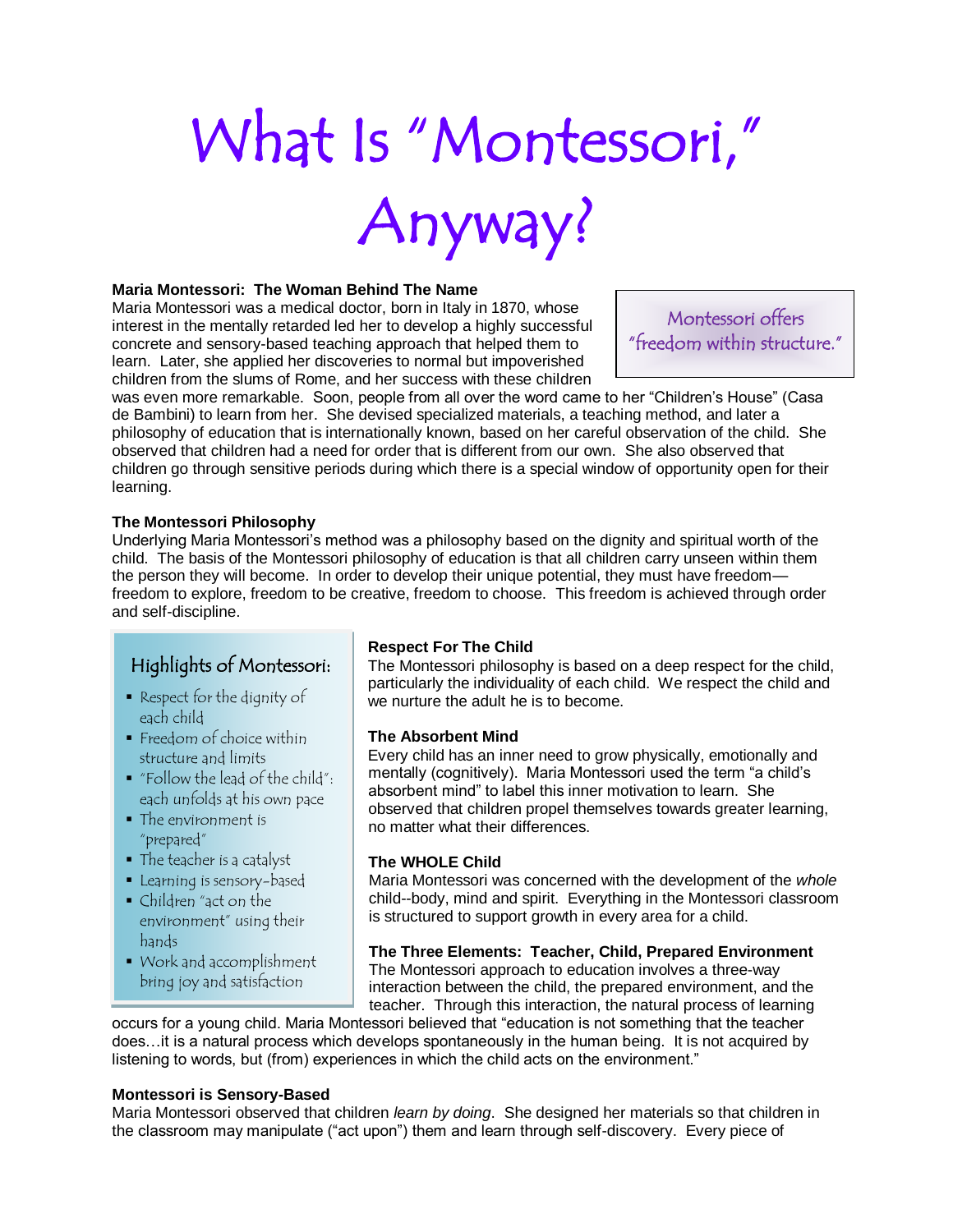# What Is "Montessori," Anyway?

**Maria Montessori: The Woman Behind The Name**

Maria Montessori was a medical doctor, born in Italy in 1870, whose interest in the mentally retarded led her to develop a highly successful concrete and sensory-based teaching approach that helped them to learn. Later, she applied her discoveries to normal but impoverished children from the slums of Rome, and her success with these children was even more remarkable. Soon, people from all over the word came to her "Children's House" (Casa de Bambini) to learn from her. She devised specialized materials, a teaching method, and later a philosophy of education that is internationally known, based on her careful observation of the child. She observed that children had a need for order that is different from our own. She also observed that children go through sensitive periods during which there is a special window of opportunity open for their learning.

> Montessori offers "freedom within structure."

**The Montessori Philosophy**

Underlying Maria Montessori's method was a philosophy based on the dignity and spiritual worth of the child. The basis of the Montessori philosophy of education is that all children carry unseen within them the person they will become. In order to develop their unique potential, they must have freedom—freedom to explore, freedom to be creative, freedom to choose. This freedom is achieved through order and self-discipline.

**Highlights of Montessori:**

- Respect for the dignity of each child
- Freedom of choice within structure and limits
- "Follow the lead of the child": each unfolds at his own pace
- The environment is "prepared"
- The teacher is a catalyst
- Learning is sensory-based
- Children "act on the environment" using their hands
- Work and accomplishment bring joy and satisfaction

**Respect For The Child**

The Montessori philosophy is based on a deep respect for the child, particularly the individuality of each child. We respect the child and we nurture the adult he is to become.

**The Absorbent Mind**

Every child has an inner need to grow physically, emotionally and mentally (cognitively). Maria Montessori used the term "a child's absorbent mind" to label this inner motivation to learn. She observed that children propel themselves towards greater learning, no matter what their differences.

**The WHOLE Child**

Maria Montessori was concerned with the development of the *whole* child--body, mind and spirit. Everything in the Montessori classroom is structured to support growth in every area for a child.

**The Three Elements: Teacher, Child, Prepared Environment**

The Montessori approach to education involves a three-way interaction between the child, the prepared environment, and the teacher. Through this interaction, the natural process of learning occurs for a young child. Maria Montessori believed that "education is not something that the teacher does…it is a natural process which develops spontaneously in the human being. It is not acquired by listening to words, but (from) experiences in which the child acts on the environment."

**Montessori is Sensory-Based**

Maria Montessori observed that children *learn by doing*. She designed her materials so that children in the classroom may manipulate ("act upon") them and learn through self-discovery. Every piece of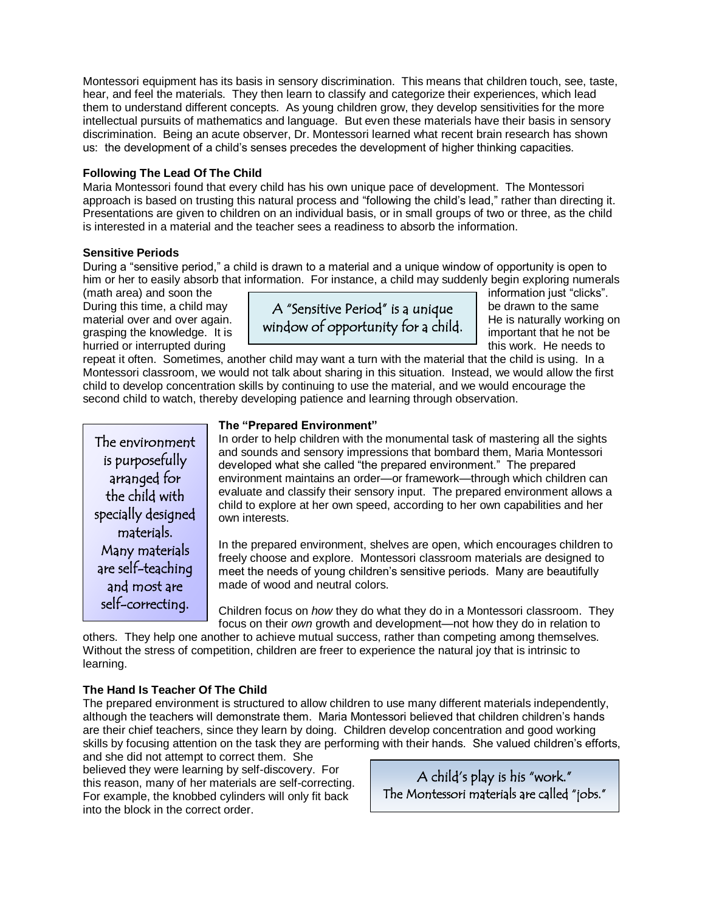Montessori equipment has its basis in sensory discrimination. This means that children touch, see, taste, hear, and feel the materials. They then learn to classify and categorize their experiences, which lead them to understand different concepts. As young children grow, they develop sensitivities for the more intellectual pursuits of mathematics and language. But even these materials have their basis in sensory discrimination. Being an acute observer, Dr. Montessori learned what recent brain research has shown us: the development of a child's senses precedes the development of higher thinking capacities.

**Following The Lead Of The Child**

Maria Montessori found that every child has his own unique pace of development. The Montessori approach is based on trusting this natural process and "following the child's lead," rather than directing it. Presentations are given to children on an individual basis, or in small groups of two or three, as the child is interested in a material and the teacher sees a readiness to absorb the information.

**Sensitive Periods**

During a "sensitive period," a child is drawn to a material and a unique window of opportunity is open to him or her to easily absorb that information. For instance, a child may suddenly begin exploring numerals (math area) and soon the information just "clicks". During this time, a child may be drawn to the same material over and over again. He is naturally working on grasping the knowledge. It is important that he not be hurried or interrupted during this work. He needs to repeat it often. Sometimes, another child may want a turn with the material that the child is using. In a Montessori classroom, we would not talk about sharing in this situation. Instead, we would allow the first child to develop concentration skills by continuing to use the material, and we would encourage the second child to watch, thereby developing patience and learning through observation.

> A "Sensitive Period" is a unique window of opportunity for a child.

**The "Prepared Environment"**

In order to help children with the monumental task of mastering all the sights and sounds and sensory impressions that bombard them, Maria Montessori developed what she called "the prepared environment." The prepared environment maintains an order—or framework—through which children can evaluate and classify their sensory input. The prepared environment allows a child to explore at her own speed, according to her own capabilities and her own interests.

> The environment is purposefully arranged for the child with specially designed materials. Many materials are self-teaching and most are self-correcting.

In the prepared environment, shelves are open, which encourages children to freely choose and explore. Montessori classroom materials are designed to meet the needs of young children's sensitive periods. Many are beautifully made of wood and neutral colors.

Children focus on *how* they do what they do in a Montessori classroom. They focus on their *own* growth and development—not how they do in relation to others. They help one another to achieve mutual success, rather than competing among themselves. Without the stress of competition, children are freer to experience the natural joy that is intrinsic to learning.

**The Hand Is Teacher Of The Child**

The prepared environment is structured to allow children to use many different materials independently, although the teachers will demonstrate them. Maria Montessori believed that children children's hands are their chief teachers, since they learn by doing. Children develop concentration and good working skills by focusing attention on the task they are performing with their hands. She valued children's efforts, and she did not attempt to correct them. She believed they were learning by self-discovery. For this reason, many of her materials are self-correcting. For example, the knobbed cylinders will only fit back into the block in the correct order.

> A child's play is his "work." The Montessori materials are called "jobs."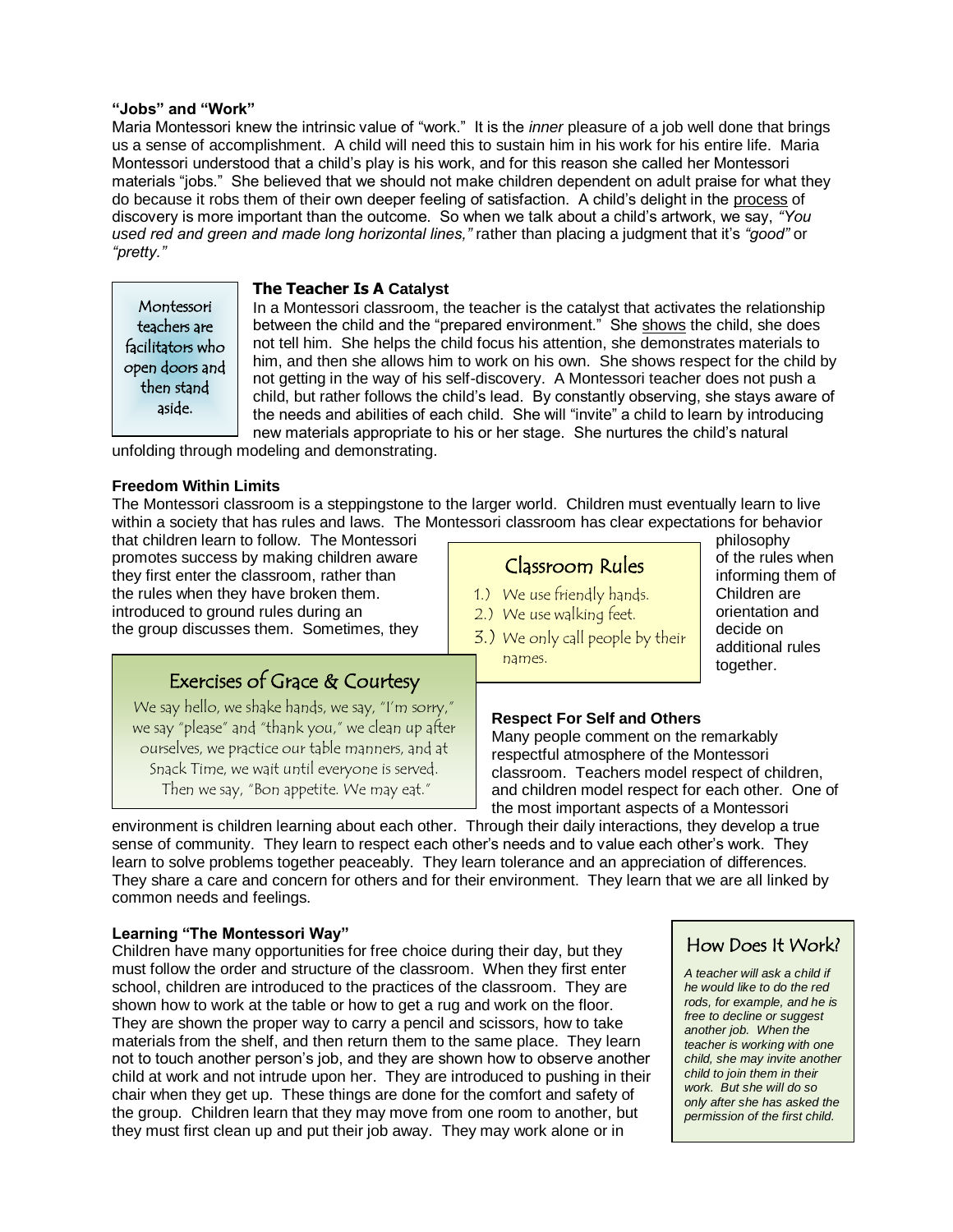**"Jobs" and "Work"**

Maria Montessori knew the intrinsic value of "work." It is the *inner* pleasure of a job well done that brings us a sense of accomplishment. A child will need this to sustain him in his work for his entire life. Maria Montessori understood that a child's play is his work, and for this reason she called her Montessori materials "jobs." She believed that we should not make children dependent on adult praise for what they do because it robs them of their own deeper feeling of satisfaction. A child's delight in the process of discovery is more important than the outcome. So when we talk about a child's artwork, we say, *"You used red and green and made long horizontal lines,"* rather than placing a judgment that it's *"good"* or *"pretty."*

> Montessori teachers are facilitators who open doors and then stand aside.

**The Teacher Is A Catalyst**

In a Montessori classroom, the teacher is the catalyst that activates the relationship between the child and the "prepared environment." She shows the child, she does not tell him. She helps the child focus his attention, she demonstrates materials to him, and then she allows him to work on his own. She shows respect for the child by not getting in the way of his self-discovery. A Montessori teacher does not push a child, but rather follows the child's lead. By constantly observing, she stays aware of the needs and abilities of each child. She will "invite" a child to learn by introducing new materials appropriate to his or her stage. She nurtures the child's natural unfolding through modeling and demonstrating.

**Freedom Within Limits**

The Montessori classroom is a steppingstone to the larger world. Children must eventually learn to live within a society that has rules and laws. The Montessori classroom has clear expectations for behavior that children learn to follow. The Montessori philosophy promotes success by making children aware of the rules when they first enter the classroom, rather than informing them of the rules when they have broken them. Children are introduced to ground rules during an orientation and the group discusses them. Sometimes, they decide on additional rules together.

> **Classroom Rules**
>
> 1.) We use friendly hands.
> 2.) We use walking feet.
> 3.) We only call people by their names.

> **Exercises of Grace & Courtesy**
>
> We say hello, we shake hands, we say, "I'm sorry," we say "please" and "thank you," we clean up after ourselves, we practice our table manners, and at Snack Time, we wait until everyone is served. Then we say, "Bon appetite. We may eat."

**Respect For Self and Others**

Many people comment on the remarkably respectful atmosphere of the Montessori classroom. Teachers model respect of children, and children model respect for each other. One of the most important aspects of a Montessori environment is children learning about each other. Through their daily interactions, they develop a true sense of community. They learn to respect each other's needs and to value each other's work. They learn to solve problems together peaceably. They learn tolerance and an appreciation of differences. They share a care and concern for others and for their environment. They learn that we are all linked by common needs and feelings.

**Learning "The Montessori Way"**

Children have many opportunities for free choice during their day, but they must follow the order and structure of the classroom. When they first enter school, children are introduced to the practices of the classroom. They are shown how to work at the table or how to get a rug and work on the floor. They are shown the proper way to carry a pencil and scissors, how to take materials from the shelf, and then return them to the same place. They learn not to touch another person's job, and they are shown how to observe another child at work and not intrude upon her. They are introduced to pushing in their chair when they get up. These things are done for the comfort and safety of the group. Children learn that they may move from one room to another, but they must first clean up and put their job away. They may work alone or in

> **How Does It Work?**
>
> *A teacher will ask a child if he would like to do the red rods, for example, and he is free to decline or suggest another job. When the teacher is working with one child, she may invite another child to join them in their work. But she will do so only after she has asked the permission of the first child.*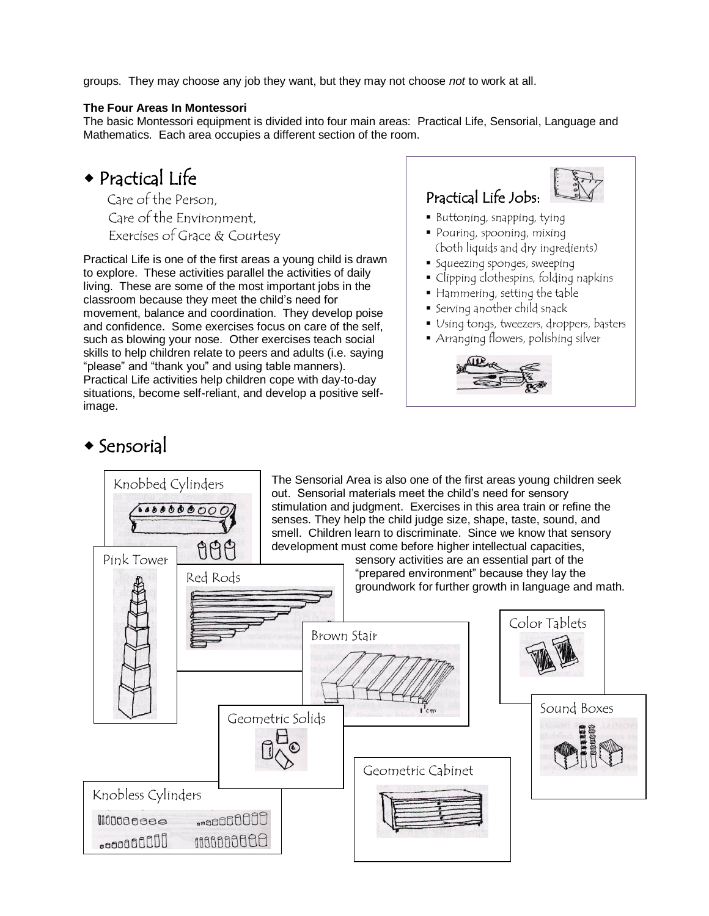groups. They may choose any job they want, but they may not choose *not* to work at all.

**The Four Areas In Montessori**

The basic Montessori equipment is divided into four main areas: Practical Life, Sensorial, Language and Mathematics. Each area occupies a different section of the room.

## ◆ Practical Life

Care of the Person,
Care of the Environment,
Exercises of Grace & Courtesy

Practical Life is one of the first areas a young child is drawn to explore. These activities parallel the activities of daily living. These are some of the most important jobs in the classroom because they meet the child's need for movement, balance and coordination. They develop poise and confidence. Some exercises focus on care of the self, such as blowing your nose. Other exercises teach social skills to help children relate to peers and adults (i.e. saying "please" and "thank you" and using table manners). Practical Life activities help children cope with day-to-day situations, become self-reliant, and develop a positive self-image.

### Practical Life Jobs:

- Buttoning, snapping, tying
- Pouring, spooning, mixing (both liquids and dry ingredients)
- Squeezing sponges, sweeping
- Clipping clothespins, folding napkins
- Hammering, setting the table
- Serving another child snack
- Using tongs, tweezers, droppers, basters
- Arranging flowers, polishing silver

## ◆ Sensorial

The Sensorial Area is also one of the first areas young children seek out. Sensorial materials meet the child's need for sensory stimulation and judgment. Exercises in this area train or refine the senses. They help the child judge size, shape, taste, sound, and smell. Children learn to discriminate. Since we know that sensory development must come before higher intellectual capacities, sensory activities are an essential part of the "prepared environment" because they lay the groundwork for further growth in language and math.

Knobbed Cylinders

Pink Tower

Red Rods

Brown Stair

Color Tablets

Sound Boxes

Geometric Solids

Geometric Cabinet

Knobless Cylinders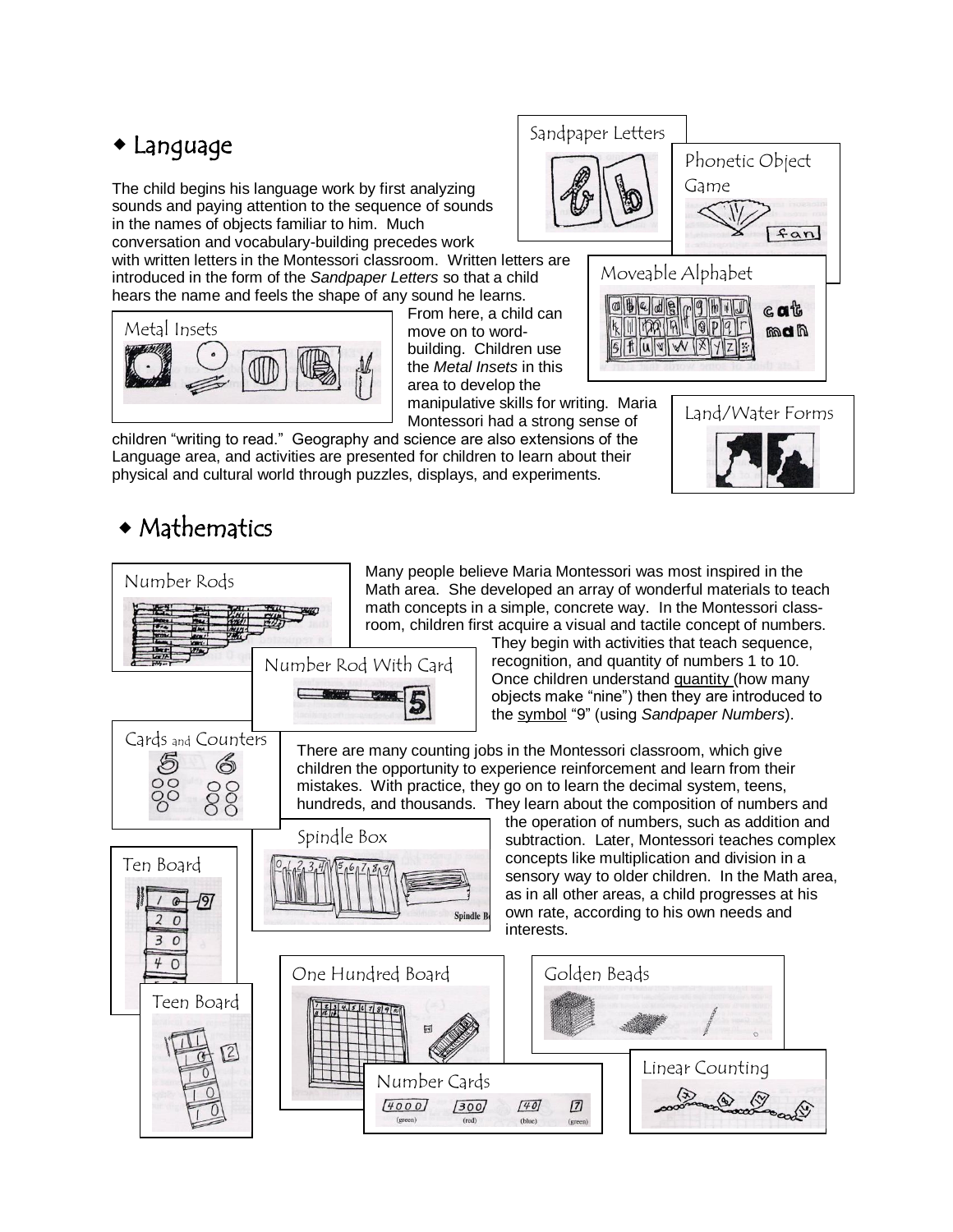## ◆ Language

The child begins his language work by first analyzing sounds and paying attention to the sequence of sounds in the names of objects familiar to him. Much conversation and vocabulary-building precedes work with written letters in the Montessori classroom. Written letters are introduced in the form of the *Sandpaper Letters* so that a child hears the name and feels the shape of any sound he learns. From here, a child can move on to word-building. Children use the *Metal Insets* in this area to develop the manipulative skills for writing. Maria Montessori had a strong sense of children "writing to read." Geography and science are also extensions of the Language area, and activities are presented for children to learn about their physical and cultural world through puzzles, displays, and experiments.

Sandpaper Letters

Phonetic Object Game

Moveable Alphabet

Metal Insets

Land/Water Forms

## ◆ Mathematics

Many people believe Maria Montessori was most inspired in the Math area. She developed an array of wonderful materials to teach math concepts in a simple, concrete way. In the Montessori classroom, children first acquire a visual and tactile concept of numbers. They begin with activities that teach sequence, recognition, and quantity of numbers 1 to 10. Once children understand quantity (how many objects make "nine") then they are introduced to the symbol "9" (using *Sandpaper Numbers*).

There are many counting jobs in the Montessori classroom, which give children the opportunity to experience reinforcement and learn from their mistakes. With practice, they go on to learn the decimal system, teens, hundreds, and thousands. They learn about the composition of numbers and the operation of numbers, such as addition and subtraction. Later, Montessori teaches complex concepts like multiplication and division in a sensory way to older children. In the Math area, as in all other areas, a child progresses at his own rate, according to his own needs and interests.

Number Rods

Number Rod With Card

Cards and Counters

Spindle Box

Ten Board

Teen Board

One Hundred Board

Golden Beads

Number Cards

Linear Counting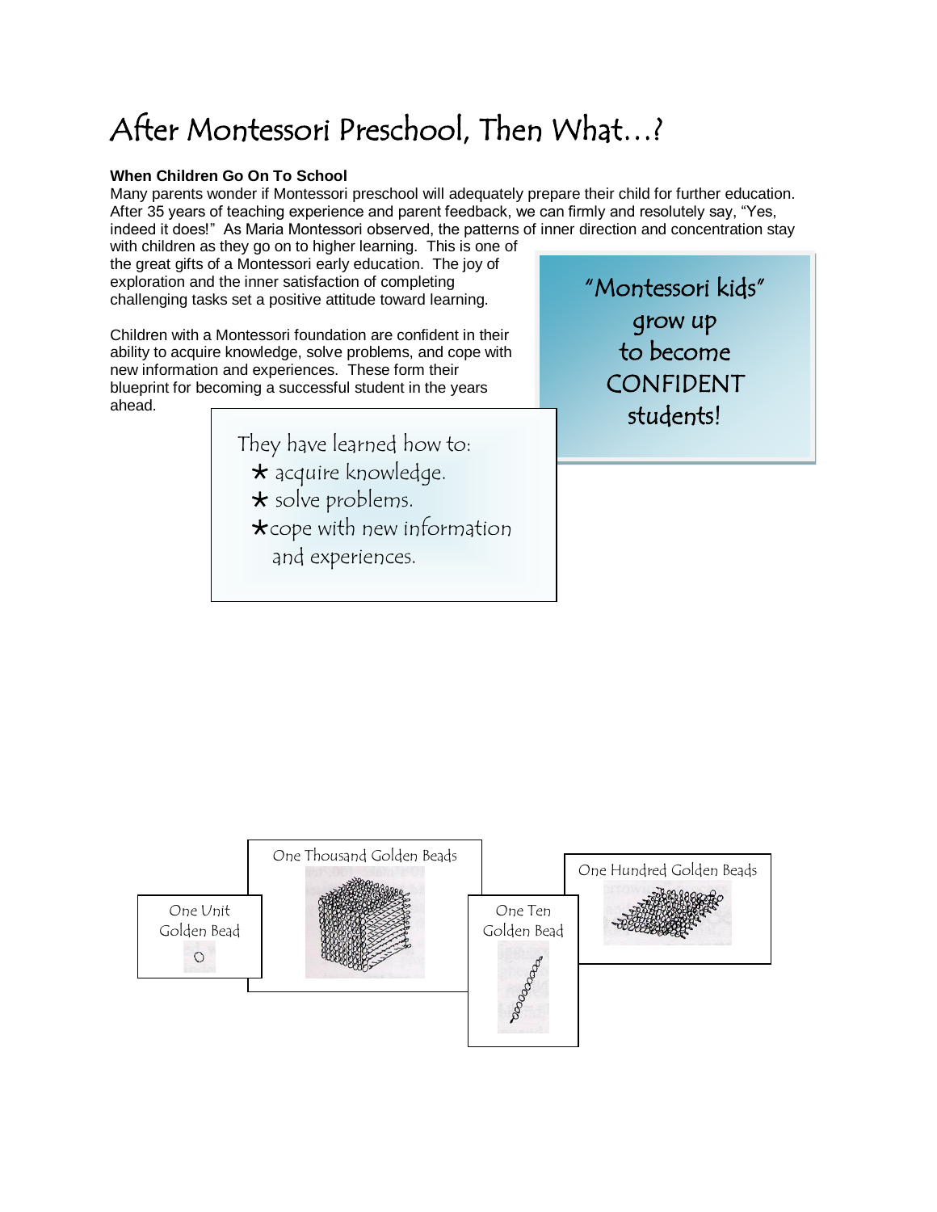# After Montessori Preschool, Then What…?

**When Children Go On To School**

Many parents wonder if Montessori preschool will adequately prepare their child for further education. After 35 years of teaching experience and parent feedback, we can firmly and resolutely say, "Yes, indeed it does!" As Maria Montessori observed, the patterns of inner direction and concentration stay with children as they go on to higher learning. This is one of the great gifts of a Montessori early education. The joy of exploration and the inner satisfaction of completing challenging tasks set a positive attitude toward learning.

"Montessori kids" grow up to become CONFIDENT students!

Children with a Montessori foundation are confident in their ability to acquire knowledge, solve problems, and cope with new information and experiences. These form their blueprint for becoming a successful student in the years ahead.

They have learned how to:

- acquire knowledge.
- solve problems.
- cope with new information and experiences.

One Unit Golden Bead

One Thousand Golden Beads

One Ten Golden Bead

One Hundred Golden Beads